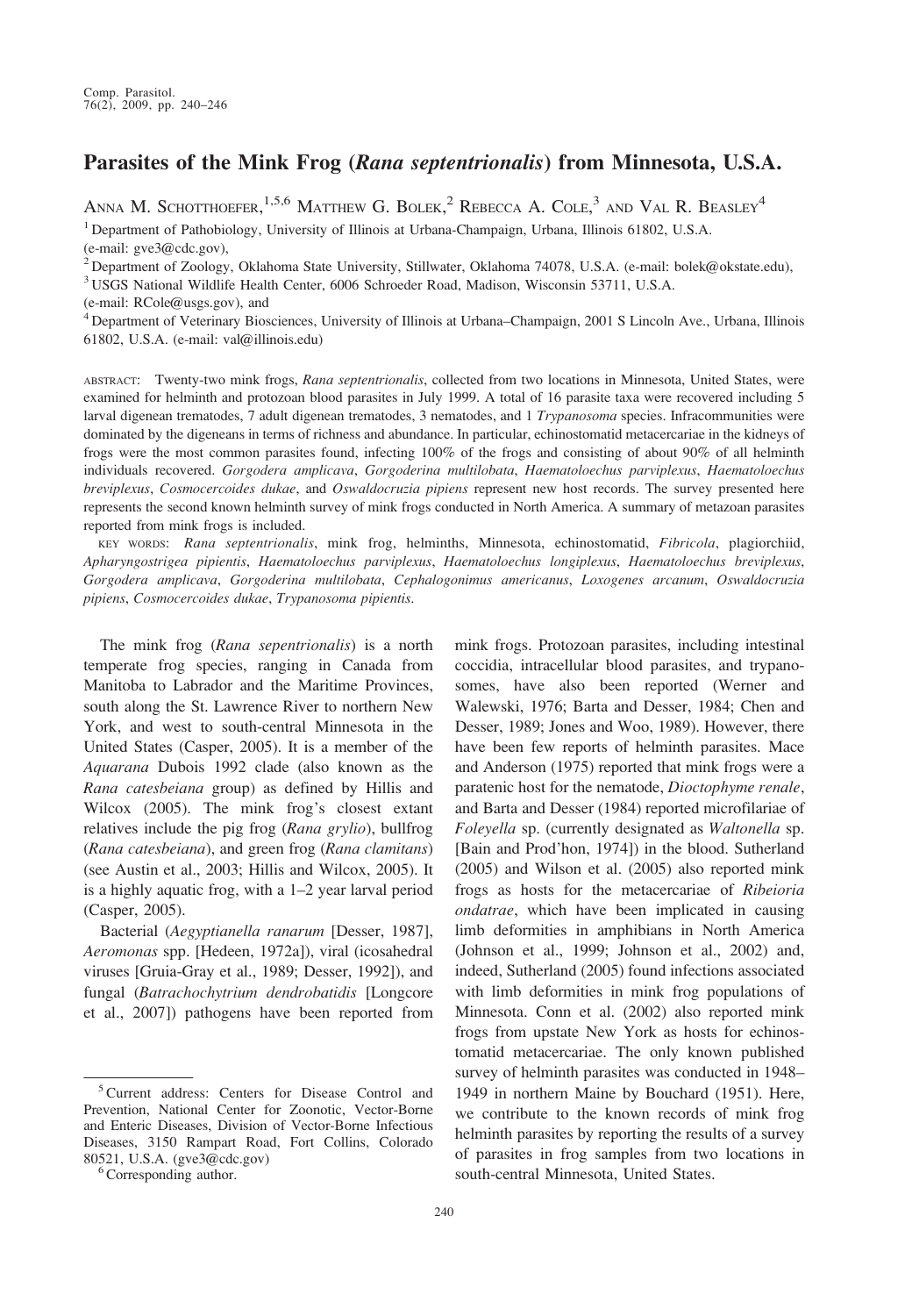# Parasites of the Mink Frog (*Rana septentrionalis*) from Minnesota, U.S.A.

Anna M. Schotthoefer,[1,5,6] Matthew G. Bolek,[2] Rebecca A. Cole,[3] and Val R. Beasley[4]

[1] Department of Pathobiology, University of Illinois at Urbana-Champaign, Urbana, Illinois 61802, U.S.A. (e-mail: gve3@cdc.gov),

[2] Department of Zoology, Oklahoma State University, Stillwater, Oklahoma 74078, U.S.A. (e-mail: bolek@okstate.edu),

[3] USGS National Wildlife Health Center, 6006 Schroeder Road, Madison, Wisconsin 53711, U.S.A. (e-mail: RCole@usgs.gov), and

[4] Department of Veterinary Biosciences, University of Illinois at Urbana–Champaign, 2001 S Lincoln Ave., Urbana, Illinois 61802, U.S.A. (e-mail: val@illinois.edu)

ABSTRACT: Twenty-two mink frogs, *Rana septentrionalis*, collected from two locations in Minnesota, United States, were examined for helminth and protozoan blood parasites in July 1999. A total of 16 parasite taxa were recovered including 5 larval digenean trematodes, 7 adult digenean trematodes, 3 nematodes, and 1 *Trypanosoma* species. Infracommunities were dominated by the digeneans in terms of richness and abundance. In particular, echinostomatid metacercariae in the kidneys of frogs were the most common parasites found, infecting 100% of the frogs and consisting of about 90% of all helminth individuals recovered. *Gorgodera amplicava*, *Gorgoderina multilobata*, *Haematoloechus parviplexus*, *Haematoloechus breviplexus*, *Cosmocercoides dukae*, and *Oswaldocruzia pipiens* represent new host records. The survey presented here represents the second known helminth survey of mink frogs conducted in North America. A summary of metazoan parasites reported from mink frogs is included.

KEY WORDS: *Rana septentrionalis*, mink frog, helminths, Minnesota, echinostomatid, *Fibricola*, plagiorchiid, *Apharyngostrigea pipientis*, *Haematoloechus parviplexus*, *Haematoloechus longiplexus*, *Haematoloechus breviplexus*, *Gorgodera amplicava*, *Gorgoderina multilobata*, *Cephalogonimus americanus*, *Loxogenes arcanum*, *Oswaldocruzia pipiens*, *Cosmocercoides dukae*, *Trypanosoma pipientis*.

The mink frog (*Rana sepentrionalis*) is a north temperate frog species, ranging in Canada from Manitoba to Labrador and the Maritime Provinces, south along the St. Lawrence River to northern New York, and west to south-central Minnesota in the United States (Casper, 2005). It is a member of the *Aquarana* Dubois 1992 clade (also known as the *Rana catesbeiana* group) as defined by Hillis and Wilcox (2005). The mink frog's closest extant relatives include the pig frog (*Rana grylio*), bullfrog (*Rana catesbeiana*), and green frog (*Rana clamitans*) (see Austin et al., 2003; Hillis and Wilcox, 2005). It is a highly aquatic frog, with a 1–2 year larval period (Casper, 2005).

Bacterial (*Aegyptianella ranarum* [Desser, 1987], *Aeromonas* spp. [Hedeen, 1972a]), viral (icosahedral viruses [Gruia-Gray et al., 1989; Desser, 1992]), and fungal (*Batrachochytrium dendrobatidis* [Longcore et al., 2007]) pathogens have been reported from mink frogs. Protozoan parasites, including intestinal coccidia, intracellular blood parasites, and trypanosomes, have also been reported (Werner and Walewski, 1976; Barta and Desser, 1984; Chen and Desser, 1989; Jones and Woo, 1989). However, there have been few reports of helminth parasites. Mace and Anderson (1975) reported that mink frogs were a paratenic host for the nematode, *Dioctophyme renale*, and Barta and Desser (1984) reported microfilariae of *Foleyella* sp. (currently designated as *Waltonella* sp. [Bain and Prod'hon, 1974]) in the blood. Sutherland (2005) and Wilson et al. (2005) also reported mink frogs as hosts for the metacercariae of *Ribeioria ondatrae*, which have been implicated in causing limb deformities in amphibians in North America (Johnson et al., 1999; Johnson et al., 2002) and, indeed, Sutherland (2005) found infections associated with limb deformities in mink frog populations of Minnesota. Conn et al. (2002) also reported mink frogs from upstate New York as hosts for echinostomatid metacercariae. The only known published survey of helminth parasites was conducted in 1948–1949 in northern Maine by Bouchard (1951). Here, we contribute to the known records of mink frog helminth parasites by reporting the results of a survey of parasites in frog samples from two locations in south-central Minnesota, United States.

[5] Current address: Centers for Disease Control and Prevention, National Center for Zoonotic, Vector-Borne and Enteric Diseases, Division of Vector-Borne Infectious Diseases, 3150 Rampart Road, Fort Collins, Colorado 80521, U.S.A. (gve3@cdc.gov)

[6] Corresponding author.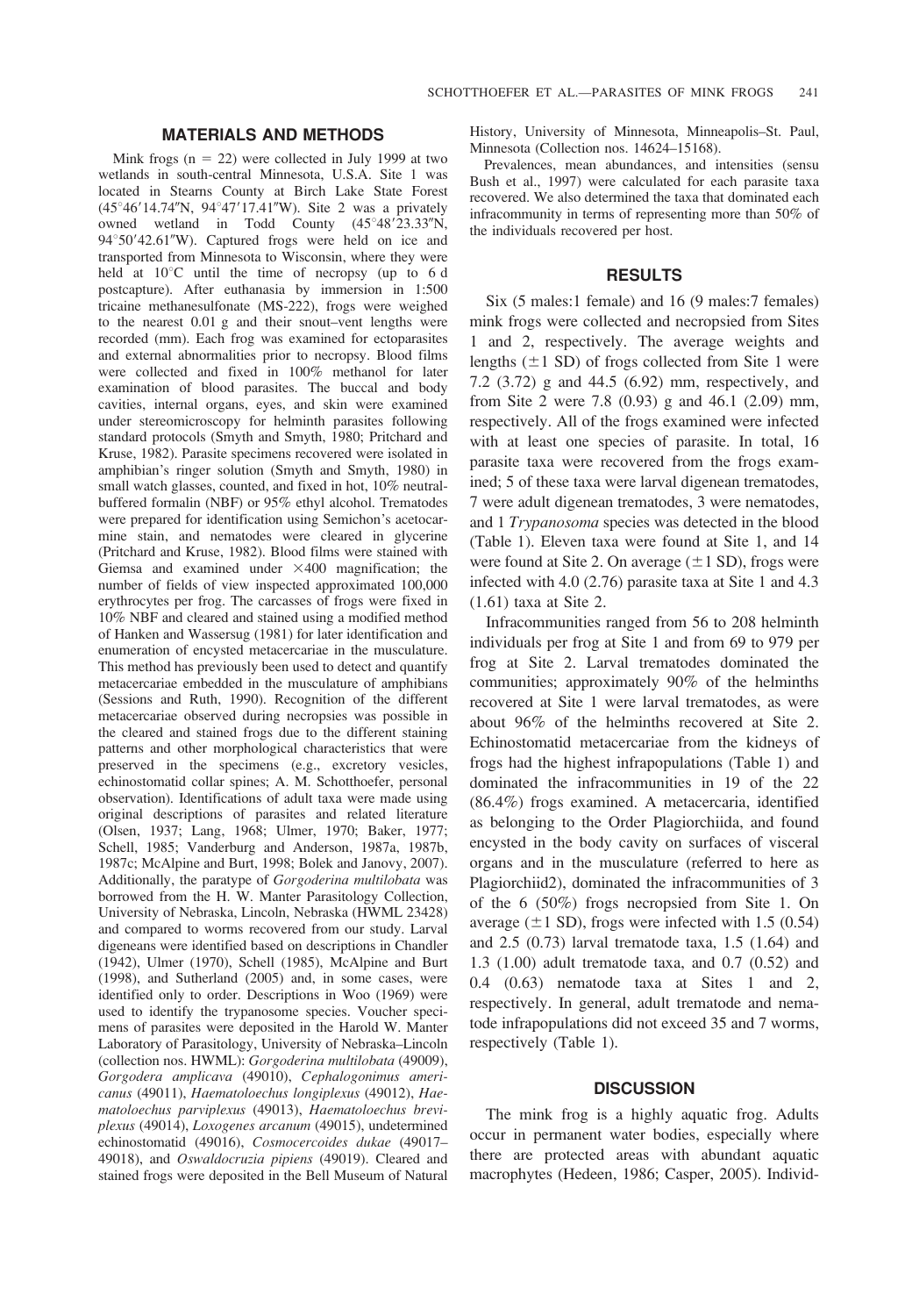## MATERIALS AND METHODS

Mink frogs (n = 22) were collected in July 1999 at two wetlands in south-central Minnesota, U.S.A. Site 1 was located in Stearns County at Birch Lake State Forest (45°46′14.74″N, 94°47′17.41″W). Site 2 was a privately owned wetland in Todd County (45°48′23.33″N, 94°50′42.61″W). Captured frogs were held on ice and transported from Minnesota to Wisconsin, where they were held at 10°C until the time of necropsy (up to 6 d postcapture). After euthanasia by immersion in 1:500 tricaine methanesulfonate (MS-222), frogs were weighed to the nearest 0.01 g and their snout–vent lengths were recorded (mm). Each frog was examined for ectoparasites and external abnormalities prior to necropsy. Blood films were collected and fixed in 100% methanol for later examination of blood parasites. The buccal and body cavities, internal organs, eyes, and skin were examined under stereomicroscopy for helminth parasites following standard protocols (Smyth and Smyth, 1980; Pritchard and Kruse, 1982). Parasite specimens recovered were isolated in amphibian's ringer solution (Smyth and Smyth, 1980) in small watch glasses, counted, and fixed in hot, 10% neutral-buffered formalin (NBF) or 95% ethyl alcohol. Trematodes were prepared for identification using Semichon's acetocarmine stain, and nematodes were cleared in glycerine (Pritchard and Kruse, 1982). Blood films were stained with Giemsa and examined under ×400 magnification; the number of fields of view inspected approximated 100,000 erythrocytes per frog. The carcasses of frogs were fixed in 10% NBF and cleared and stained using a modified method of Hanken and Wassersug (1981) for later identification and enumeration of encysted metacercariae in the musculature. This method has previously been used to detect and quantify metacercariae embedded in the musculature of amphibians (Sessions and Ruth, 1990). Recognition of the different metacercariae observed during necropsies was possible in the cleared and stained frogs due to the different staining patterns and other morphological characteristics that were preserved in the specimens (e.g., excretory vesicles, echinostomatid collar spines; A. M. Schotthoefer, personal observation). Identifications of adult taxa were made using original descriptions of parasites and related literature (Olsen, 1937; Lang, 1968; Ulmer, 1970; Baker, 1977; Schell, 1985; Vanderburg and Anderson, 1987a, 1987b, 1987c; McAlpine and Burt, 1998; Bolek and Janovy, 2007). Additionally, the paratype of *Gorgoderina multilobata* was borrowed from the H. W. Manter Parasitology Collection, University of Nebraska, Lincoln, Nebraska (HWML 23428) and compared to worms recovered from our study. Larval digeneans were identified based on descriptions in Chandler (1942), Ulmer (1970), Schell (1985), McAlpine and Burt (1998), and Sutherland (2005) and, in some cases, were identified only to order. Descriptions in Woo (1969) were used to identify the trypanosome species. Voucher specimens of parasites were deposited in the Harold W. Manter Laboratory of Parasitology, University of Nebraska–Lincoln (collection nos. HWML): *Gorgoderina multilobata* (49009), *Gorgodera amplicava* (49010), *Cephalogonimus americanus* (49011), *Haematoloechus longiplexus* (49012), *Haematoloechus parviplexus* (49013), *Haematoloechus breviplexus* (49014), *Loxogenes arcanum* (49015), undetermined echinostomatid (49016), *Cosmocercoides dukae* (49017–49018), and *Oswaldocruzia pipiens* (49019). Cleared and stained frogs were deposited in the Bell Museum of Natural History, University of Minnesota, Minneapolis–St. Paul, Minnesota (Collection nos. 14624–15168).

Prevalences, mean abundances, and intensities (sensu Bush et al., 1997) were calculated for each parasite taxa recovered. We also determined the taxa that dominated each infracommunity in terms of representing more than 50% of the individuals recovered per host.

## RESULTS

Six (5 males:1 female) and 16 (9 males:7 females) mink frogs were collected and necropsied from Sites 1 and 2, respectively. The average weights and lengths (±1 SD) of frogs collected from Site 1 were 7.2 (3.72) g and 44.5 (6.92) mm, respectively, and from Site 2 were 7.8 (0.93) g and 46.1 (2.09) mm, respectively. All of the frogs examined were infected with at least one species of parasite. In total, 16 parasite taxa were recovered from the frogs examined; 5 of these taxa were larval digenean trematodes, 7 were adult digenean trematodes, 3 were nematodes, and 1 *Trypanosoma* species was detected in the blood (Table 1). Eleven taxa were found at Site 1, and 14 were found at Site 2. On average (±1 SD), frogs were infected with 4.0 (2.76) parasite taxa at Site 1 and 4.3 (1.61) taxa at Site 2.

Infracommunities ranged from 56 to 208 helminth individuals per frog at Site 1 and from 69 to 979 per frog at Site 2. Larval trematodes dominated the communities; approximately 90% of the helminths recovered at Site 1 were larval trematodes, as were about 96% of the helminths recovered at Site 2. Echinostomatid metacercariae from the kidneys of frogs had the highest infrapopulations (Table 1) and dominated the infracommunities in 19 of the 22 (86.4%) frogs examined. A metacercaria, identified as belonging to the Order Plagiorchiida, and found encysted in the body cavity on surfaces of visceral organs and in the musculature (referred to here as Plagiorchiid2), dominated the infracommunities of 3 of the 6 (50%) frogs necropsied from Site 1. On average (±1 SD), frogs were infected with 1.5 (0.54) and 2.5 (0.73) larval trematode taxa, 1.5 (1.64) and 1.3 (1.00) adult trematode taxa, and 0.7 (0.52) and 0.4 (0.63) nematode taxa at Sites 1 and 2, respectively. In general, adult trematode and nematode infrapopulations did not exceed 35 and 7 worms, respectively (Table 1).

## DISCUSSION

The mink frog is a highly aquatic frog. Adults occur in permanent water bodies, especially where there are protected areas with abundant aquatic macrophytes (Hedeen, 1986; Casper, 2005). Individ-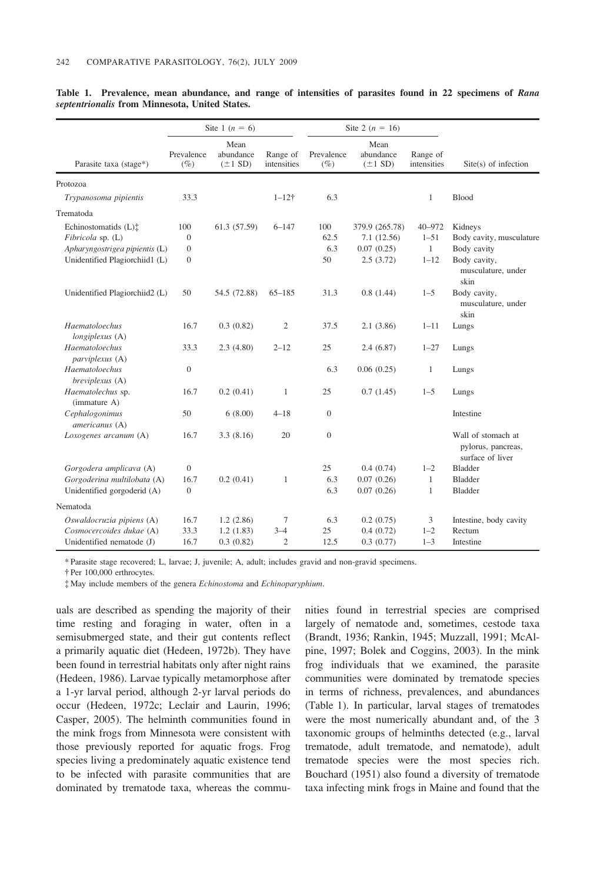**Table 1. Prevalence, mean abundance, and range of intensities of parasites found in 22 specimens of *Rana septentrionalis* from Minnesota, United States.**

| | Site 1 ($n$ = 6) | | | Site 2 ($n$ = 16) | | | |
|---|---|---|---|---|---|---|---|
| Parasite taxa (stage*) | Prevalence (%) | Mean abundance (±1 SD) | Range of intensities | Prevalence (%) | Mean abundance (±1 SD) | Range of intensities | Site(s) of infection |
| Protozoa | | | | | | | |
| *Trypanosoma pipientis* | 33.3 | | 1–12† | 6.3 | | 1 | Blood |
| Trematoda | | | | | | | |
| Echinostomatids (L)‡ | 100 | 61.3 (57.59) | 6–147 | 100 | 379.9 (265.78) | 40–972 | Kidneys |
| *Fibricola* sp. (L) | 0 | | | 62.5 | 7.1 (12.56) | 1–51 | Body cavity, musculature |
| *Apharyngostrigea pipientis* (L) | 0 | | | 6.3 | 0.07 (0.25) | 1 | Body cavity |
| Unidentified Plagiorchiid1 (L) | 0 | | | 50 | 2.5 (3.72) | 1–12 | Body cavity, musculature, under skin |
| Unidentified Plagiorchiid2 (L) | 50 | 54.5 (72.88) | 65–185 | 31.3 | 0.8 (1.44) | 1–5 | Body cavity, musculature, under skin |
| *Haematoloechus longiplexus* (A) | 16.7 | 0.3 (0.82) | 2 | 37.5 | 2.1 (3.86) | 1–11 | Lungs |
| *Haematoloechus parviplexus* (A) | 33.3 | 2.3 (4.80) | 2–12 | 25 | 2.4 (6.87) | 1–27 | Lungs |
| *Haematoloechus breviplexus* (A) | 0 | | | 6.3 | 0.06 (0.25) | 1 | Lungs |
| *Haematolechus* sp. (immature A) | 16.7 | 0.2 (0.41) | 1 | 25 | 0.7 (1.45) | 1–5 | Lungs |
| *Cephalogonimus americanus* (A) | 50 | 6 (8.00) | 4–18 | 0 | | | Intestine |
| *Loxogenes arcanum* (A) | 16.7 | 3.3 (8.16) | 20 | 0 | | | Wall of stomach at pylorus, pancreas, surface of liver |
| *Gorgodera amplicava* (A) | 0 | | | 25 | 0.4 (0.74) | 1–2 | Bladder |
| *Gorgoderina multilobata* (A) | 16.7 | 0.2 (0.41) | 1 | 6.3 | 0.07 (0.26) | 1 | Bladder |
| Unidentified gorgoderid (A) | 0 | | | 6.3 | 0.07 (0.26) | 1 | Bladder |
| Nematoda | | | | | | | |
| *Oswaldocruzia pipiens* (A) | 16.7 | 1.2 (2.86) | 7 | 6.3 | 0.2 (0.75) | 3 | Intestine, body cavity |
| *Cosmocercoides dukae* (A) | 33.3 | 1.2 (1.83) | 3–4 | 25 | 0.4 (0.72) | 1–2 | Rectum |
| Unidentified nematode (J) | 16.7 | 0.3 (0.82) | 2 | 12.5 | 0.3 (0.77) | 1–3 | Intestine |

\* Parasite stage recovered; L, larvae; J, juvenile; A, adult; includes gravid and non-gravid specimens.

† Per 100,000 erthrocytes.

‡ May include members of the genera *Echinostoma* and *Echinoparyphium*.

uals are described as spending the majority of their time resting and foraging in water, often in a semisubmerged state, and their gut contents reflect a primarily aquatic diet (Hedeen, 1972b). They have been found in terrestrial habitats only after night rains (Hedeen, 1986). Larvae typically metamorphose after a 1-yr larval period, although 2-yr larval periods do occur (Hedeen, 1972c; Leclair and Laurin, 1996; Casper, 2005). The helminth communities found in the mink frogs from Minnesota were consistent with those previously reported for aquatic frogs. Frog species living a predominately aquatic existence tend to be infected with parasite communities that are dominated by trematode taxa, whereas the communities found in terrestrial species are comprised largely of nematode and, sometimes, cestode taxa (Brandt, 1936; Rankin, 1945; Muzzall, 1991; McAlpine, 1997; Bolek and Coggins, 2003). In the mink frog individuals that we examined, the parasite communities were dominated by trematode species in terms of richness, prevalences, and abundances (Table 1). In particular, larval stages of trematodes were the most numerically abundant and, of the 3 taxonomic groups of helminths detected (e.g., larval trematode, adult trematode, and nematode), adult trematode species were the most species rich. Bouchard (1951) also found a diversity of trematode taxa infecting mink frogs in Maine and found that the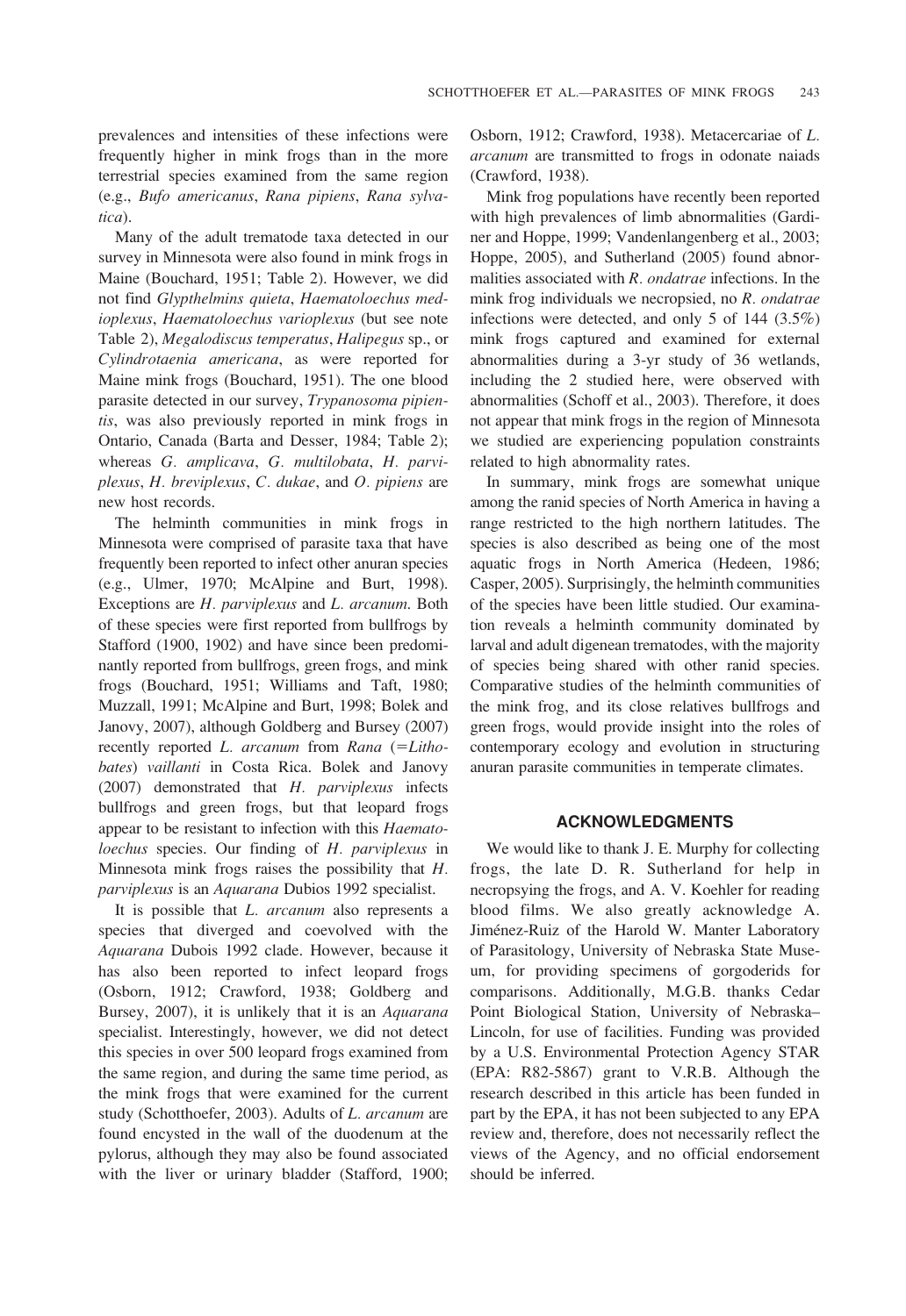prevalences and intensities of these infections were frequently higher in mink frogs than in the more terrestrial species examined from the same region (e.g., *Bufo americanus*, *Rana pipiens*, *Rana sylvatica*).

Many of the adult trematode taxa detected in our survey in Minnesota were also found in mink frogs in Maine (Bouchard, 1951; Table 2). However, we did not find *Glypthelmins quieta*, *Haematoloechus medioplexus*, *Haematoloechus varioplexus* (but see note Table 2), *Megalodiscus temperatus*, *Halipegus* sp., or *Cylindrotaenia americana*, as were reported for Maine mink frogs (Bouchard, 1951). The one blood parasite detected in our survey, *Trypanosoma pipientis*, was also previously reported in mink frogs in Ontario, Canada (Barta and Desser, 1984; Table 2); whereas *G. amplicava*, *G. multilobata*, *H. parviplexus*, *H. breviplexus*, *C. dukae*, and *O. pipiens* are new host records.

The helminth communities in mink frogs in Minnesota were comprised of parasite taxa that have frequently been reported to infect other anuran species (e.g., Ulmer, 1970; McAlpine and Burt, 1998). Exceptions are *H. parviplexus* and *L. arcanum*. Both of these species were first reported from bullfrogs by Stafford (1900, 1902) and have since been predominantly reported from bullfrogs, green frogs, and mink frogs (Bouchard, 1951; Williams and Taft, 1980; Muzzall, 1991; McAlpine and Burt, 1998; Bolek and Janovy, 2007), although Goldberg and Bursey (2007) recently reported *L. arcanum* from *Rana* (=*Lithobates*) *vaillanti* in Costa Rica. Bolek and Janovy (2007) demonstrated that *H. parviplexus* infects bullfrogs and green frogs, but that leopard frogs appear to be resistant to infection with this *Haematoloechus* species. Our finding of *H. parviplexus* in Minnesota mink frogs raises the possibility that *H. parviplexus* is an *Aquarana* Dubios 1992 specialist.

It is possible that *L. arcanum* also represents a species that diverged and coevolved with the *Aquarana* Dubois 1992 clade. However, because it has also been reported to infect leopard frogs (Osborn, 1912; Crawford, 1938; Goldberg and Bursey, 2007), it is unlikely that it is an *Aquarana* specialist. Interestingly, however, we did not detect this species in over 500 leopard frogs examined from the same region, and during the same time period, as the mink frogs that were examined for the current study (Schotthoefer, 2003). Adults of *L. arcanum* are found encysted in the wall of the duodenum at the pylorus, although they may also be found associated with the liver or urinary bladder (Stafford, 1900; Osborn, 1912; Crawford, 1938). Metacercariae of *L. arcanum* are transmitted to frogs in odonate naiads (Crawford, 1938).

Mink frog populations have recently been reported with high prevalences of limb abnormalities (Gardiner and Hoppe, 1999; Vandenlangenberg et al., 2003; Hoppe, 2005), and Sutherland (2005) found abnormalities associated with *R. ondatrae* infections. In the mink frog individuals we necropsied, no *R. ondatrae* infections were detected, and only 5 of 144 (3.5%) mink frogs captured and examined for external abnormalities during a 3-yr study of 36 wetlands, including the 2 studied here, were observed with abnormalities (Schoff et al., 2003). Therefore, it does not appear that mink frogs in the region of Minnesota we studied are experiencing population constraints related to high abnormality rates.

In summary, mink frogs are somewhat unique among the ranid species of North America in having a range restricted to the high northern latitudes. The species is also described as being one of the most aquatic frogs in North America (Hedeen, 1986; Casper, 2005). Surprisingly, the helminth communities of the species have been little studied. Our examination reveals a helminth community dominated by larval and adult digenean trematodes, with the majority of species being shared with other ranid species. Comparative studies of the helminth communities of the mink frog, and its close relatives bullfrogs and green frogs, would provide insight into the roles of contemporary ecology and evolution in structuring anuran parasite communities in temperate climates.

## ACKNOWLEDGMENTS

We would like to thank J. E. Murphy for collecting frogs, the late D. R. Sutherland for help in necropsying the frogs, and A. V. Koehler for reading blood films. We also greatly acknowledge A. Jiménez-Ruiz of the Harold W. Manter Laboratory of Parasitology, University of Nebraska State Museum, for providing specimens of gorgoderids for comparisons. Additionally, M.G.B. thanks Cedar Point Biological Station, University of Nebraska–Lincoln, for use of facilities. Funding was provided by a U.S. Environmental Protection Agency STAR (EPA: R82-5867) grant to V.R.B. Although the research described in this article has been funded in part by the EPA, it has not been subjected to any EPA review and, therefore, does not necessarily reflect the views of the Agency, and no official endorsement should be inferred.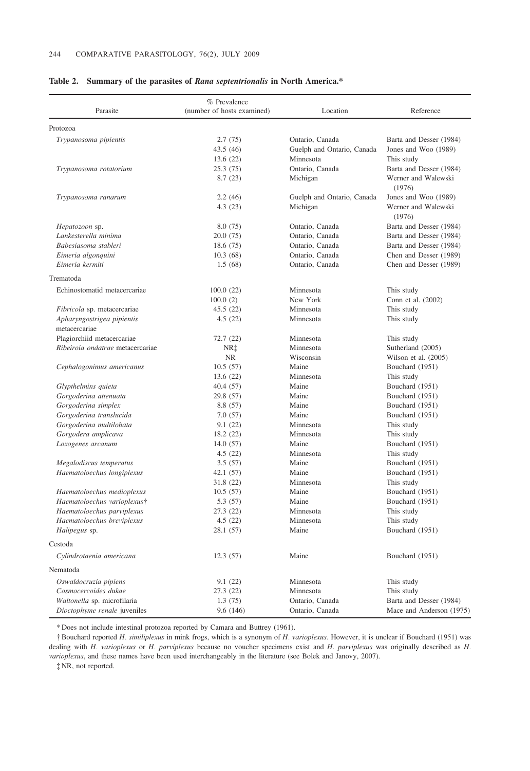**Table 2. Summary of the parasites of *Rana septentrionalis* in North America.***

| Parasite | % Prevalence (number of hosts examined) | Location | Reference |
|---|---|---|---|
| Protozoa | | | |
| *Trypanosoma pipientis* | 2.7 (75) | Ontario, Canada | Barta and Desser (1984) |
| | 43.5 (46) | Guelph and Ontario, Canada | Jones and Woo (1989) |
| | 13.6 (22) | Minnesota | This study |
| *Trypanosoma rotatorium* | 25.3 (75) | Ontario, Canada | Barta and Desser (1984) |
| | 8.7 (23) | Michigan | Werner and Walewski (1976) |
| *Trypanosoma ranarum* | 2.2 (46) | Guelph and Ontario, Canada | Jones and Woo (1989) |
| | 4.3 (23) | Michigan | Werner and Walewski (1976) |
| *Hepatozoon* sp. | 8.0 (75) | Ontario, Canada | Barta and Desser (1984) |
| *Lankesterella minima* | 20.0 (75) | Ontario, Canada | Barta and Desser (1984) |
| *Babesiasoma stableri* | 18.6 (75) | Ontario, Canada | Barta and Desser (1984) |
| *Eimeria algonquini* | 10.3 (68) | Ontario, Canada | Chen and Desser (1989) |
| *Eimeria kermiti* | 1.5 (68) | Ontario, Canada | Chen and Desser (1989) |
| Trematoda | | | |
| Echinostomatid metacercariae | 100.0 (22) | Minnesota | This study |
| | 100.0 (2) | New York | Conn et al. (2002) |
| *Fibricola* sp. metacercariae | 45.5 (22) | Minnesota | This study |
| *Apharyngostrigea pipientis* metacercariae | 4.5 (22) | Minnesota | This study |
| Plagiorchiid metacercariae | 72.7 (22) | Minnesota | This study |
| *Ribeiroia ondatrae* metacercariae | NR‡ | Minnesota | Sutherland (2005) |
| | NR | Wisconsin | Wilson et al. (2005) |
| *Cephalogonimus americanus* | 10.5 (57) | Maine | Bouchard (1951) |
| | 13.6 (22) | Minnesota | This study |
| *Glypthelmins quieta* | 40.4 (57) | Maine | Bouchard (1951) |
| *Gorgoderina attenuata* | 29.8 (57) | Maine | Bouchard (1951) |
| *Gorgoderina simplex* | 8.8 (57) | Maine | Bouchard (1951) |
| *Gorgoderina translucida* | 7.0 (57) | Maine | Bouchard (1951) |
| *Gorgoderina multilobata* | 9.1 (22) | Minnesota | This study |
| *Gorgodera amplicava* | 18.2 (22) | Minnesota | This study |
| *Loxogenes arcanum* | 14.0 (57) | Maine | Bouchard (1951) |
| | 4.5 (22) | Minnesota | This study |
| *Megalodiscus temperatus* | 3.5 (57) | Maine | Bouchard (1951) |
| *Haematoloechus longiplexus* | 42.1 (57) | Maine | Bouchard (1951) |
| | 31.8 (22) | Minnesota | This study |
| *Haematoloechus medioplexus* | 10.5 (57) | Maine | Bouchard (1951) |
| *Haematoloechus varioplexus*† | 5.3 (57) | Maine | Bouchard (1951) |
| *Haematoloechus parviplexus* | 27.3 (22) | Minnesota | This study |
| *Haematoloechus breviplexus* | 4.5 (22) | Minnesota | This study |
| *Halipegus* sp. | 28.1 (57) | Maine | Bouchard (1951) |
| Cestoda | | | |
| *Cylindrotaenia americana* | 12.3 (57) | Maine | Bouchard (1951) |
| Nematoda | | | |
| *Oswaldocruzia pipiens* | 9.1 (22) | Minnesota | This study |
| *Cosmocercoides dukae* | 27.3 (22) | Minnesota | This study |
| *Waltonella* sp. microfilaria | 1.3 (75) | Ontario, Canada | Barta and Desser (1984) |
| *Dioctophyme renale* juveniles | 9.6 (146) | Ontario, Canada | Mace and Anderson (1975) |

* Does not include intestinal protozoa reported by Camara and Buttrey (1961).

† Bouchard reported *H. similiplexus* in mink frogs, which is a synonym of *H. varioplexus*. However, it is unclear if Bouchard (1951) was dealing with *H. varioplexus* or *H. parviplexus* because no voucher specimens exist and *H. parviplexus* was originally described as *H. varioplexus*, and these names have been used interchangeably in the literature (see Bolek and Janovy, 2007).

‡ NR, not reported.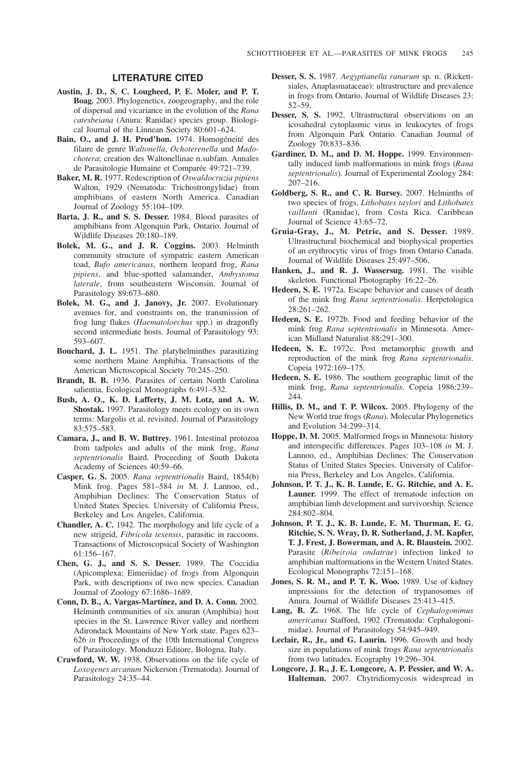## LITERATURE CITED

**Austin, J. D., S. C. Lougheed, P. E. Moler, and P. T. Boag.** 2003. Phylogenetics, zoogeography, and the role of dispersal and vicariance in the evolution of the *Rana catesbeiana* (Anura: Ranidae) species group. Biological Journal of the Linnean Society 80:601–624.

**Bain, O., and J. H. Prod'hon.** 1974. Homogénéité des filaire de genre *Waltonella*, *Ochoterenella* und *Madochotera*; creation des Waltonellinae n.subfam. Annales de Parasitologie Humaine et Comparée 49:721–739.

**Baker, M. R.** 1977. Redescription of *Oswaldocruzia pipiens* Walton, 1929 (Nematoda: Trichostrongylidae) from amphibians of eastern North America. Canadian Journal of Zoology 55:104–109.

**Barta, J. R., and S. S. Desser.** 1984. Blood parasites of amphibians from Algonquin Park, Ontario. Journal of Wildlife Diseases 20:180–189.

**Bolek, M. G., and J. R. Coggins.** 2003. Helminth community structure of sympatric eastern American toad, *Bufo americanus*, northern leopard frog, *Rana pipiens*, and blue-spotted salamander, *Ambystoma laterale*, from southeastern Wisconsin. Journal of Parasitology 89:673–680.

**Bolek, M. G., and J. Janovy, Jr.** 2007. Evolutionary avenues for, and constraints on, the transmission of frog lung flukes (*Haematoloechus* spp.) in dragonfly second intermediate hosts. Journal of Parasitology 93: 593–607.

**Bouchard, J. L.** 1951. The platyhelminthes parasitizing some northern Maine Amphibia. Transactions of the American Microscopical Society 70:245–250.

**Brandt, B. B.** 1936. Parasites of certain North Carolina salientia. Ecological Monographs 6:491–532.

**Bush, A. O., K. D. Lafferty, J. M. Lotz, and A. W. Shostak.** 1997. Parasitology meets ecology on its own terms: Margolis et al. revisited. Journal of Parasitology 83:575–583.

**Camara, J., and B. W. Buttrey.** 1961. Intestinal protozoa from tadpoles and adults of the mink frog, *Rana septentrionalis* Baird. Proceeding of South Dakota Academy of Sciences 40:59–66.

**Casper, G. S.** 2005. *Rana septentrionalis* Baird, 1854(b) Mink frog. Pages 581–584 *in* M. J. Lannoo, ed., Amphibian Declines: The Conservation Status of United States Species. University of California Press, Berkeley and Los Angeles, California.

**Chandler, A. C.** 1942. The morphology and life cycle of a new strigeid, *Fibricola texensis*, parasitic in raccoons. Transactions of Microscopsical Society of Washington 61:156–167.

**Chen, G. J., and S. S. Desser.** 1989. The Coccidia (Apicomplexa: Eimeriidae) of frogs from Algonquin Park, with descriptions of two new species. Canadian Journal of Zoology 67:1686–1689.

**Conn, D. B., A. Vargas-Martínez, and D. A. Conn.** 2002. Helminth communities of six anuran (Amphibia) host species in the St. Lawrence River valley and northern Adirondack Mountains of New York state. Pages 623–626 *in* Proceedings of the 10th International Congress of Parasitology. Monduzzi Editore, Bologna, Italy.

**Crawford, W. W.** 1938. Observations on the life cycle of *Loxogenes arcanum* Nickerson (Trematoda). Journal of Parasitology 24:35–44.

**Desser, S. S.** 1987. *Aegyptianella ranarum* sp. n. (Rickettsiales, Anaplasmataceae): ultrastructure and prevalence in frogs from Ontario. Journal of Wildlife Diseases 23: 52–59.

**Desser, S. S.** 1992. Ultrastructural observations on an icosahedral cytoplasmic virus in leukocytes of frogs from Algonquin Park Ontario. Canadian Journal of Zoology 70:833–836.

**Gardiner, D. M., and D. M. Hoppe.** 1999. Environmentally induced limb malformations in mink frogs (*Rana septentrionalis*). Journal of Experimental Zoology 284: 207–216.

**Goldberg, S. R., and C. R. Bursey.** 2007. Helminths of two species of frogs, *Lithobates taylori* and *Lithobates vaillanti* (Ranidae), from Costa Rica. Caribbean Journal of Science 43:65–72.

**Gruia-Gray, J., M. Petric, and S. Desser.** 1989. Ultrastructural biochemical and biophysical properties of an erythrocytic virus of frogs from Ontario Canada. Journal of Wildlife Diseases 25:497–506.

**Hanken, J., and R. J. Wassersug.** 1981. The visible skeleton. Functional Photography 16:22–26.

**Hedeen, S. E.** 1972a. Escape behavior and causes of death of the mink frog *Rana septentrionalis*. Herpetologica 28:261–262.

**Hedeen, S. E.** 1972b. Food and feeding behavior of the mink frog *Rana septentrionalis* in Minnesota. American Midland Naturalist 88:291–300.

**Hedeen, S. E.** 1972c. Post metamorphic growth and reproduction of the mink frog *Rana septentrionalis*. Copeia 1972:169–175.

**Hedeen, S. E.** 1986. The southern geographic limit of the mink frog, *Rana septentrionalis*. Copeia 1986:239–244.

**Hillis, D. M., and T. P. Wilcox.** 2005. Phylogeny of the New World true frogs (*Rana*). Molecular Phylogenetics and Evolution 34:299–314.

**Hoppe, D. M.** 2005. Malformed frogs in Minnesota: history and interspecific differences. Pages 103–108 *in* M. J. Lannoo, ed., Amphibian Declines: The Conservation Status of United States Species. University of California Press, Berkeley and Los Angeles, California.

**Johnson, P. T. J., K. B. Lunde, E. G. Ritchie, and A. E. Launer.** 1999. The effect of trematode infection on amphibian limb development and survivorship. Science 284:802–804.

**Johnson, P. T. J., K. B. Lunde, E. M. Thurman, E. G. Ritchie, S. N. Wray, D. R. Sutherland, J. M. Kapfer, T. J. Frest, J. Bowerman, and A. R. Blaustein.** 2002. Parasite (*Ribeiroia ondatrae*) infection linked to amphibian malformations in the Western United States. Ecological Monographs 72:151–168.

**Jones, S. R. M., and P. T. K. Woo.** 1989. Use of kidney impressions for the detection of trypanosomes of Anura. Journal of Wildlife Diseases 25:413–415.

**Lang, B. Z.** 1968. The life cycle of *Cephalogonimus americanus* Stafford, 1902 (Trematoda: Cephalogonimidae). Journal of Parasitology 54:945–949.

**Leclair, R., Jr., and G. Laurin.** 1996. Growth and body size in populations of mink frogs *Rana septentrionalis* from two latitudes. Ecography 19:296–304.

**Longcore, J. R., J. E. Longcore, A. P. Pessier, and W. A. Halteman.** 2007. Chytridiomycosis widespread in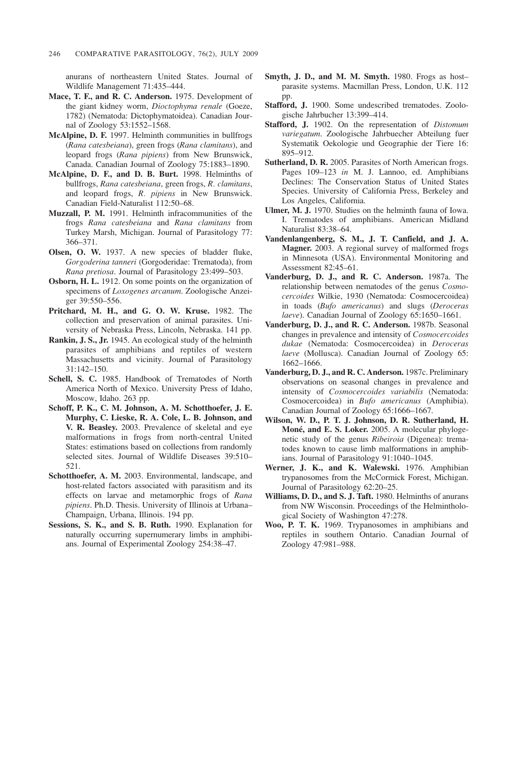anurans of northeastern United States. Journal of Wildlife Management 71:435–444.

**Mace, T. F., and R. C. Anderson.** 1975. Development of the giant kidney worm, *Dioctophyma renale* (Goeze, 1782) (Nematoda: Dictophymatoidea). Canadian Journal of Zoology 53:1552–1568.

**McAlpine, D. F.** 1997. Helminth communities in bullfrogs (*Rana catesbeiana*), green frogs (*Rana clamitans*), and leopard frogs (*Rana pipiens*) from New Brunswick, Canada. Canadian Journal of Zoology 75:1883–1890.

**McAlpine, D. F., and D. B. Burt.** 1998. Helminths of bullfrogs, *Rana catesbeiana*, green frogs, *R. clamitans*, and leopard frogs, *R. pipiens* in New Brunswick. Canadian Field-Naturalist 112:50–68.

**Muzzall, P. M.** 1991. Helminth infracommunities of the frogs *Rana catesbeiana* and *Rana clamitans* from Turkey Marsh, Michigan. Journal of Parasitology 77: 366–371.

**Olsen, O. W.** 1937. A new species of bladder fluke, *Gorgoderina tanneri* (Gorgoderidae: Trematoda), from *Rana pretiosa*. Journal of Parasitology 23:499–503.

**Osborn, H. L.** 1912. On some points on the organization of specimens of *Loxogenes arcanum*. Zoologische Anzeiger 39:550–556.

**Pritchard, M. H., and G. O. W. Kruse.** 1982. The collection and preservation of animal parasites. University of Nebraska Press, Lincoln, Nebraska. 141 pp.

**Rankin, J. S., Jr.** 1945. An ecological study of the helminth parasites of amphibians and reptiles of western Massachusetts and vicinity. Journal of Parasitology 31:142–150.

**Schell, S. C.** 1985. Handbook of Trematodes of North America North of Mexico. University Press of Idaho, Moscow, Idaho. 263 pp.

**Schoff, P. K., C. M. Johnson, A. M. Schotthoefer, J. E. Murphy, C. Lieske, R. A. Cole, L. B. Johnson, and V. R. Beasley.** 2003. Prevalence of skeletal and eye malformations in frogs from north-central United States: estimations based on collections from randomly selected sites. Journal of Wildlife Diseases 39:510–521.

**Schotthoefer, A. M.** 2003. Environmental, landscape, and host-related factors associated with parasitism and its effects on larvae and metamorphic frogs of *Rana pipiens*. Ph.D. Thesis. University of Illinois at Urbana–Champaign, Urbana, Illinois. 194 pp.

**Sessions, S. K., and S. B. Ruth.** 1990. Explanation for naturally occurring supernumerary limbs in amphibians. Journal of Experimental Zoology 254:38–47.

**Smyth, J. D., and M. M. Smyth.** 1980. Frogs as host–parasite systems. Macmillan Press, London, U.K. 112 pp.

**Stafford, J.** 1900. Some undescribed trematodes. Zoologische Jahrbucher 13:399–414.

**Stafford, J.** 1902. On the representation of *Distomum variegatum*. Zoologische Jahrbuecher Abteilung fuer Systematik Oekologie und Geographie der Tiere 16: 895–912.

**Sutherland, D. R.** 2005. Parasites of North American frogs. Pages 109–123 *in* M. J. Lannoo, ed. Amphibians Declines: The Conservation Status of United States Species. University of California Press, Berkeley and Los Angeles, California.

**Ulmer, M. J.** 1970. Studies on the helminth fauna of Iowa. I. Trematodes of amphibians. American Midland Naturalist 83:38–64.

**Vandenlangenberg, S. M., J. T. Canfield, and J. A. Magner.** 2003. A regional survey of malformed frogs in Minnesota (USA). Environmental Monitoring and Assessment 82:45–61.

**Vanderburg, D. J., and R. C. Anderson.** 1987a. The relationship between nematodes of the genus *Cosmocercoides* Wilkie, 1930 (Nematoda: Cosmocercoidea) in toads (*Bufo americanus*) and slugs (*Deroceras laeve*). Canadian Journal of Zoology 65:1650–1661.

**Vanderburg, D. J., and R. C. Anderson.** 1987b. Seasonal changes in prevalence and intensity of *Cosmocercoides dukae* (Nematoda: Cosmocercoidea) in *Deroceras laeve* (Mollusca). Canadian Journal of Zoology 65: 1662–1666.

**Vanderburg, D. J., and R. C. Anderson.** 1987c. Preliminary observations on seasonal changes in prevalence and intensity of *Cosmocercoides variabilis* (Nematoda: Cosmocercoidea) in *Bufo americanus* (Amphibia). Canadian Journal of Zoology 65:1666–1667.

**Wilson, W. D., P. T. J. Johnson, D. R. Sutherland, H. Moné, and E. S. Loker.** 2005. A molecular phylogenetic study of the genus *Ribeiroia* (Digenea): trematodes known to cause limb malformations in amphibians. Journal of Parasitology 91:1040–1045.

**Werner, J. K., and K. Walewski.** 1976. Amphibian trypanosomes from the McCormick Forest, Michigan. Journal of Parasitology 62:20–25.

**Williams, D. D., and S. J. Taft.** 1980. Helminths of anurans from NW Wisconsin. Proceedings of the Helminthological Society of Washington 47:278.

**Woo, P. T. K.** 1969. Trypanosomes in amphibians and reptiles in southern Ontario. Canadian Journal of Zoology 47:981–988.